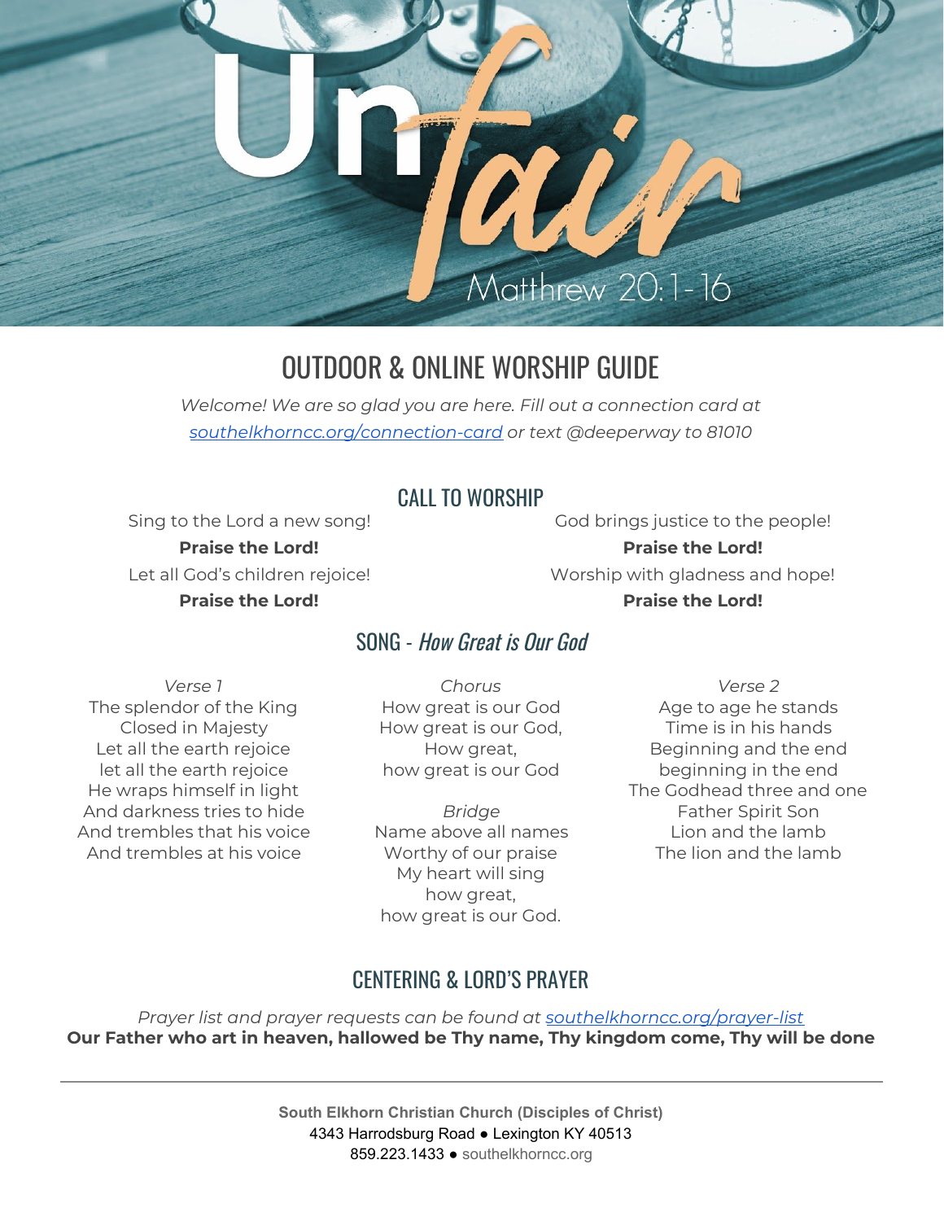# Unfair

Matthrew 20:1-16

## OUTDOOR & ONLINE WORSHIP GUIDE

*Welcome! We are so glad you are here. Fill out a connection card at southelkhorncc.org/connection-card or text @deeperway to 81010*

## CALL TO WORSHIP

Sing to the Lord a new song!

**Praise the Lord!**

Let all God's children rejoice!

**Praise the Lord!**

God brings justice to the people!

**Praise the Lord!**

Worship with gladness and hope!

**Praise the Lord!**

## SONG - *How Great is Our God*

*Verse 1*

The splendor of the King
Closed in Majesty
Let all the earth rejoice
let all the earth rejoice
He wraps himself in light
And darkness tries to hide
And trembles that his voice
And trembles at his voice

*Chorus*

How great is our God
How great is our God,
How great,
how great is our God

*Bridge*

Name above all names
Worthy of our praise
My heart will sing
how great,
how great is our God.

*Verse 2*

Age to age he stands
Time is in his hands
Beginning and the end
beginning in the end
The Godhead three and one
Father Spirit Son
Lion and the lamb
The lion and the lamb

## CENTERING & LORD'S PRAYER

*Prayer list and prayer requests can be found at southelkhorncc.org/prayer-list*

**Our Father who art in heaven, hallowed be Thy name, Thy kingdom come, Thy will be done**

---

**South Elkhorn Christian Church (Disciples of Christ)**
4343 Harrodsburg Road ● Lexington KY 40513
859.223.1433 ● southelkhorncc.org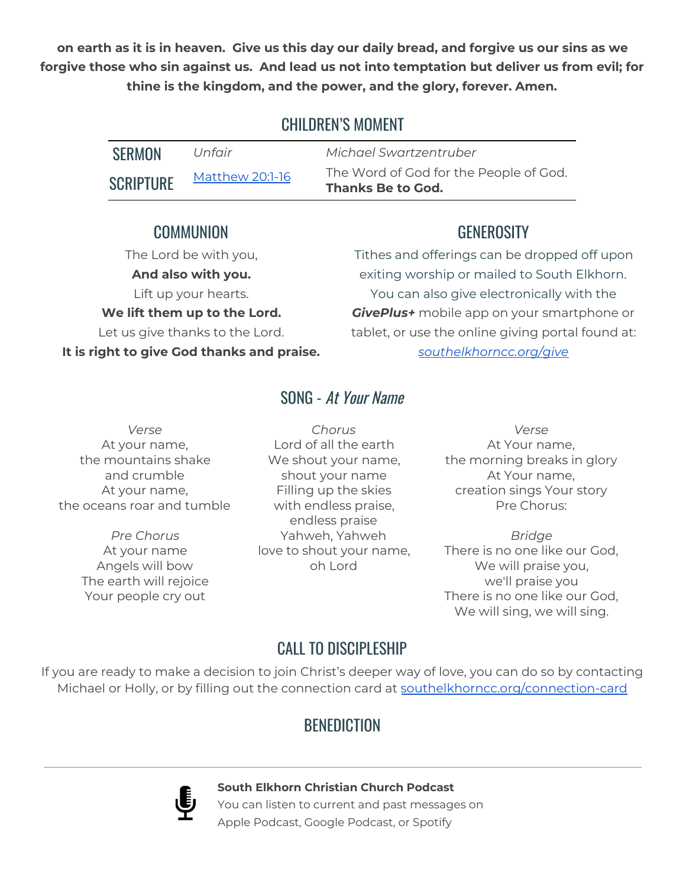**on earth as it is in heaven. Give us this day our daily bread, and forgive us our sins as we forgive those who sin against us. And lead us not into temptation but deliver us from evil; for thine is the kingdom, and the power, and the glory, forever. Amen.**

## CHILDREN'S MOMENT

| | | |
|---|---|---|
| SERMON | *Unfair* | *Michael Swartzentruber* |
| SCRIPTURE | [Matthew 20:1-16]() | The Word of God for the People of God. **Thanks Be to God.** |

## COMMUNION

The Lord be with you,
**And also with you.**
Lift up your hearts.
**We lift them up to the Lord.**
Let us give thanks to the Lord.
**It is right to give God thanks and praise.**

## GENEROSITY

Tithes and offerings can be dropped off upon exiting worship or mailed to South Elkhorn. You can also give electronically with the ***GivePlus+*** mobile app on your smartphone or tablet, or use the online giving portal found at: *[southelkhorncc.org/give]()*

## SONG - *At Your Name*

*Verse*
At your name,
the mountains shake
and crumble
At your name,
the oceans roar and tumble

*Pre Chorus*
At your name
Angels will bow
The earth will rejoice
Your people cry out

*Chorus*
Lord of all the earth
We shout your name,
shout your name
Filling up the skies
with endless praise,
endless praise
Yahweh, Yahweh
love to shout your name,
oh Lord

*Verse*
At Your name,
the morning breaks in glory
At Your name,
creation sings Your story
Pre Chorus:

*Bridge*
There is no one like our God,
We will praise you,
we'll praise you
There is no one like our God,
We will sing, we will sing.

## CALL TO DISCIPLESHIP

If you are ready to make a decision to join Christ's deeper way of love, you can do so by contacting Michael or Holly, or by filling out the connection card at [southelkhorncc.org/connection-card]()

## BENEDICTION

---

**South Elkhorn Christian Church Podcast**
You can listen to current and past messages on Apple Podcast, Google Podcast, or Spotify